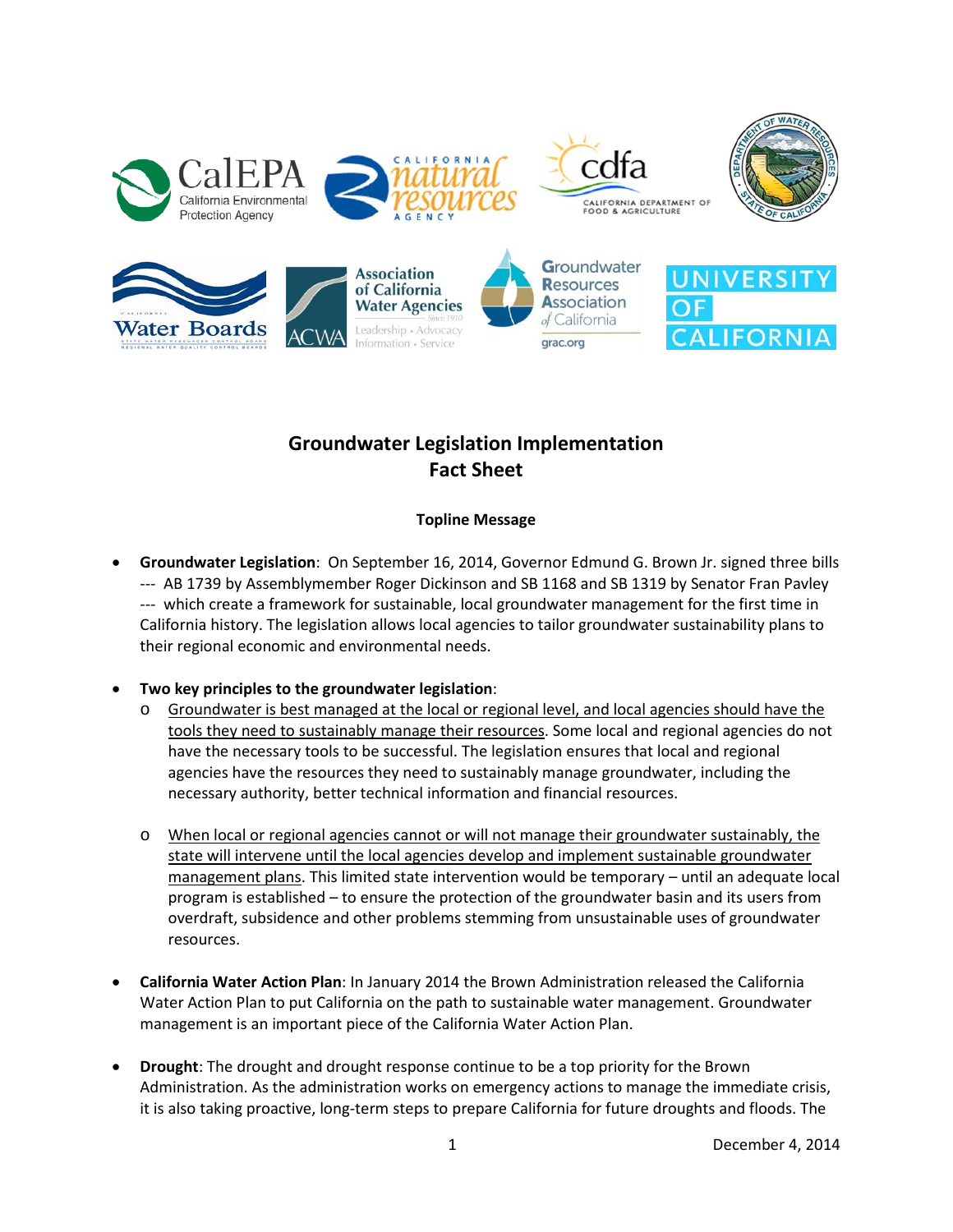# Groundwater Legislation Implementation Fact Sheet

**Topline Message**

- **Groundwater Legislation**: On September 16, 2014, Governor Edmund G. Brown Jr. signed three bills --- AB 1739 by Assemblymember Roger Dickinson and SB 1168 and SB 1319 by Senator Fran Pavley --- which create a framework for sustainable, local groundwater management for the first time in California history. The legislation allows local agencies to tailor groundwater sustainability plans to their regional economic and environmental needs.

- **Two key principles to the groundwater legislation**:
  - <u>Groundwater is best managed at the local or regional level, and local agencies should have the tools they need to sustainably manage their resources</u>. Some local and regional agencies do not have the necessary tools to be successful. The legislation ensures that local and regional agencies have the resources they need to sustainably manage groundwater, including the necessary authority, better technical information and financial resources.
  - <u>When local or regional agencies cannot or will not manage their groundwater sustainably, the state will intervene until the local agencies develop and implement sustainable groundwater management plans</u>. This limited state intervention would be temporary – until an adequate local program is established – to ensure the protection of the groundwater basin and its users from overdraft, subsidence and other problems stemming from unsustainable uses of groundwater resources.

- **California Water Action Plan**: In January 2014 the Brown Administration released the California Water Action Plan to put California on the path to sustainable water management. Groundwater management is an important piece of the California Water Action Plan.

- **Drought**: The drought and drought response continue to be a top priority for the Brown Administration. As the administration works on emergency actions to manage the immediate crisis, it is also taking proactive, long-term steps to prepare California for future droughts and floods. The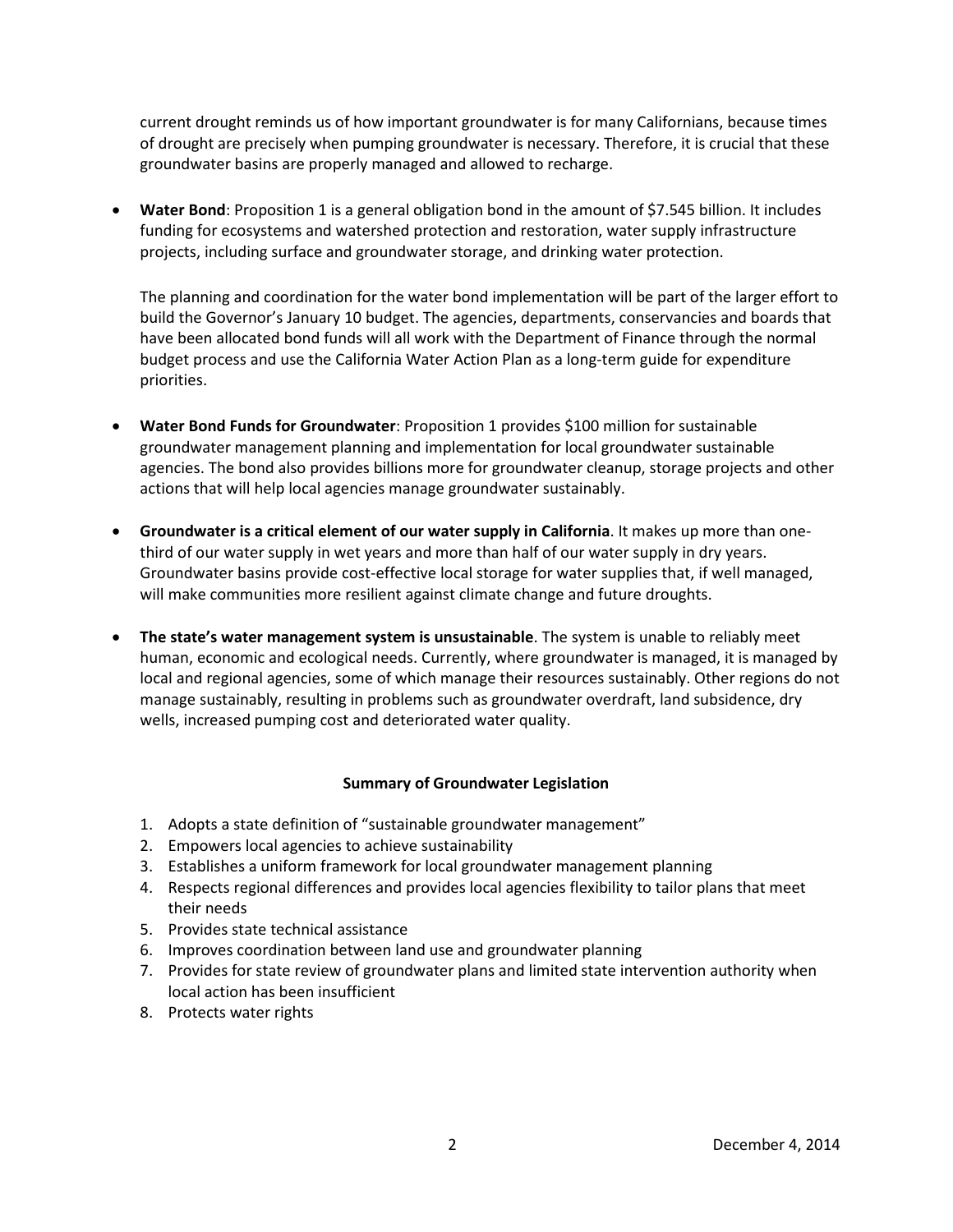current drought reminds us of how important groundwater is for many Californians, because times of drought are precisely when pumping groundwater is necessary. Therefore, it is crucial that these groundwater basins are properly managed and allowed to recharge.

- **Water Bond**: Proposition 1 is a general obligation bond in the amount of $7.545 billion. It includes funding for ecosystems and watershed protection and restoration, water supply infrastructure projects, including surface and groundwater storage, and drinking water protection.

  The planning and coordination for the water bond implementation will be part of the larger effort to build the Governor's January 10 budget. The agencies, departments, conservancies and boards that have been allocated bond funds will all work with the Department of Finance through the normal budget process and use the California Water Action Plan as a long-term guide for expenditure priorities.

- **Water Bond Funds for Groundwater**: Proposition 1 provides $100 million for sustainable groundwater management planning and implementation for local groundwater sustainable agencies. The bond also provides billions more for groundwater cleanup, storage projects and other actions that will help local agencies manage groundwater sustainably.

- **Groundwater is a critical element of our water supply in California**. It makes up more than one-third of our water supply in wet years and more than half of our water supply in dry years. Groundwater basins provide cost-effective local storage for water supplies that, if well managed, will make communities more resilient against climate change and future droughts.

- **The state's water management system is unsustainable**. The system is unable to reliably meet human, economic and ecological needs. Currently, where groundwater is managed, it is managed by local and regional agencies, some of which manage their resources sustainably. Other regions do not manage sustainably, resulting in problems such as groundwater overdraft, land subsidence, dry wells, increased pumping cost and deteriorated water quality.

**Summary of Groundwater Legislation**

1. Adopts a state definition of "sustainable groundwater management"
2. Empowers local agencies to achieve sustainability
3. Establishes a uniform framework for local groundwater management planning
4. Respects regional differences and provides local agencies flexibility to tailor plans that meet their needs
5. Provides state technical assistance
6. Improves coordination between land use and groundwater planning
7. Provides for state review of groundwater plans and limited state intervention authority when local action has been insufficient
8. Protects water rights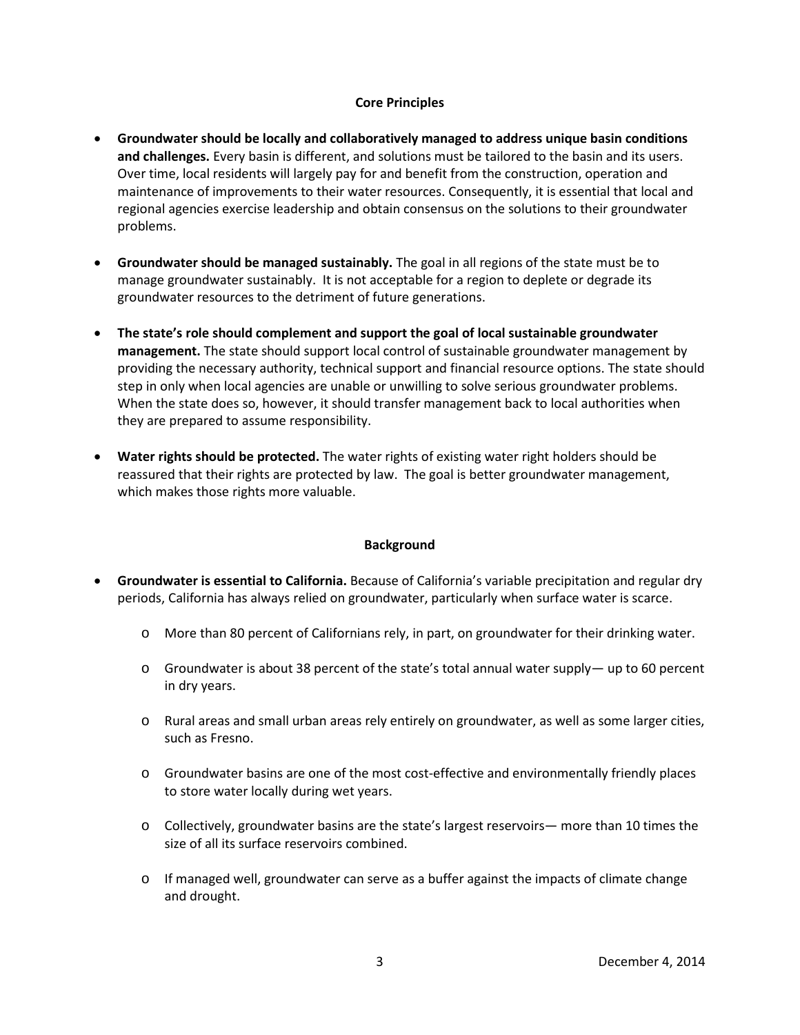## Core Principles

- **Groundwater should be locally and collaboratively managed to address unique basin conditions and challenges.** Every basin is different, and solutions must be tailored to the basin and its users. Over time, local residents will largely pay for and benefit from the construction, operation and maintenance of improvements to their water resources. Consequently, it is essential that local and regional agencies exercise leadership and obtain consensus on the solutions to their groundwater problems.

- **Groundwater should be managed sustainably.** The goal in all regions of the state must be to manage groundwater sustainably. It is not acceptable for a region to deplete or degrade its groundwater resources to the detriment of future generations.

- **The state's role should complement and support the goal of local sustainable groundwater management.** The state should support local control of sustainable groundwater management by providing the necessary authority, technical support and financial resource options. The state should step in only when local agencies are unable or unwilling to solve serious groundwater problems. When the state does so, however, it should transfer management back to local authorities when they are prepared to assume responsibility.

- **Water rights should be protected.** The water rights of existing water right holders should be reassured that their rights are protected by law. The goal is better groundwater management, which makes those rights more valuable.

## Background

- **Groundwater is essential to California.** Because of California's variable precipitation and regular dry periods, California has always relied on groundwater, particularly when surface water is scarce.
  - More than 80 percent of Californians rely, in part, on groundwater for their drinking water.
  - Groundwater is about 38 percent of the state's total annual water supply— up to 60 percent in dry years.
  - Rural areas and small urban areas rely entirely on groundwater, as well as some larger cities, such as Fresno.
  - Groundwater basins are one of the most cost-effective and environmentally friendly places to store water locally during wet years.
  - Collectively, groundwater basins are the state's largest reservoirs— more than 10 times the size of all its surface reservoirs combined.
  - If managed well, groundwater can serve as a buffer against the impacts of climate change and drought.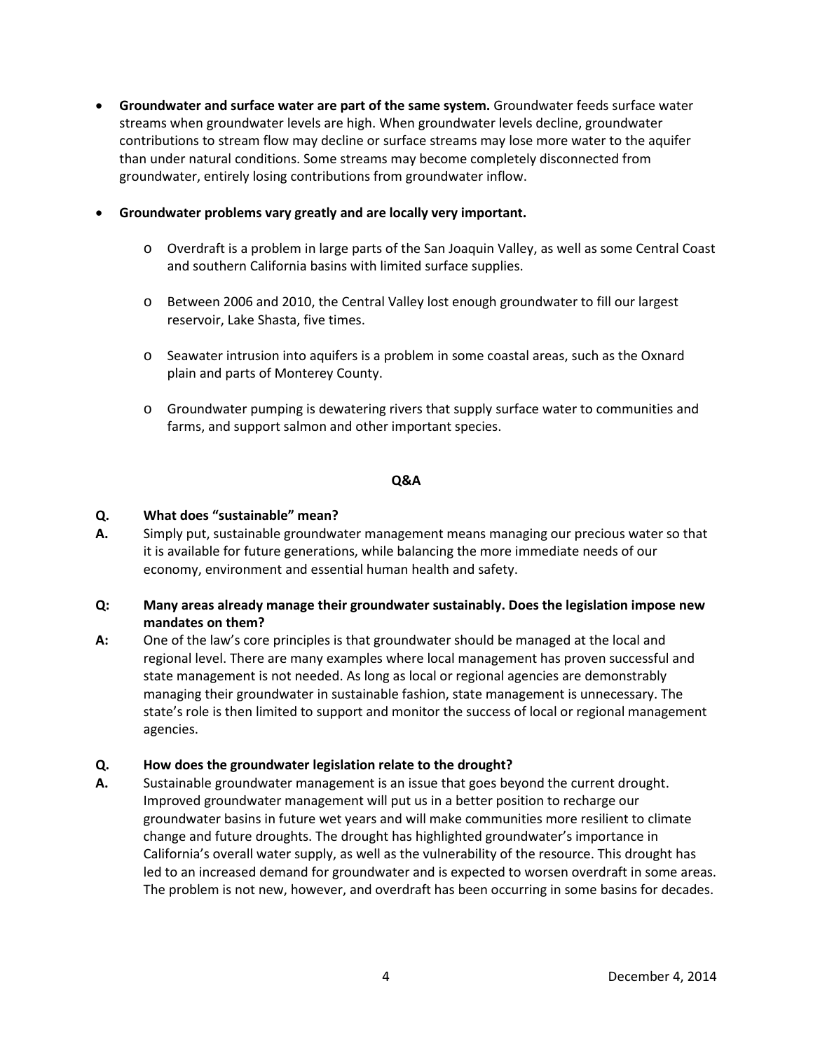- **Groundwater and surface water are part of the same system.** Groundwater feeds surface water streams when groundwater levels are high. When groundwater levels decline, groundwater contributions to stream flow may decline or surface streams may lose more water to the aquifer than under natural conditions. Some streams may become completely disconnected from groundwater, entirely losing contributions from groundwater inflow.

- **Groundwater problems vary greatly and are locally very important.**

  - Overdraft is a problem in large parts of the San Joaquin Valley, as well as some Central Coast and southern California basins with limited surface supplies.

  - Between 2006 and 2010, the Central Valley lost enough groundwater to fill our largest reservoir, Lake Shasta, five times.

  - Seawater intrusion into aquifers is a problem in some coastal areas, such as the Oxnard plain and parts of Monterey County.

  - Groundwater pumping is dewatering rivers that supply surface water to communities and farms, and support salmon and other important species.

## Q&A

**Q. What does "sustainable" mean?**

**A.** Simply put, sustainable groundwater management means managing our precious water so that it is available for future generations, while balancing the more immediate needs of our economy, environment and essential human health and safety.

**Q: Many areas already manage their groundwater sustainably. Does the legislation impose new mandates on them?**

**A:** One of the law's core principles is that groundwater should be managed at the local and regional level. There are many examples where local management has proven successful and state management is not needed. As long as local or regional agencies are demonstrably managing their groundwater in sustainable fashion, state management is unnecessary. The state's role is then limited to support and monitor the success of local or regional management agencies.

**Q. How does the groundwater legislation relate to the drought?**

**A.** Sustainable groundwater management is an issue that goes beyond the current drought. Improved groundwater management will put us in a better position to recharge our groundwater basins in future wet years and will make communities more resilient to climate change and future droughts. The drought has highlighted groundwater's importance in California's overall water supply, as well as the vulnerability of the resource. This drought has led to an increased demand for groundwater and is expected to worsen overdraft in some areas. The problem is not new, however, and overdraft has been occurring in some basins for decades.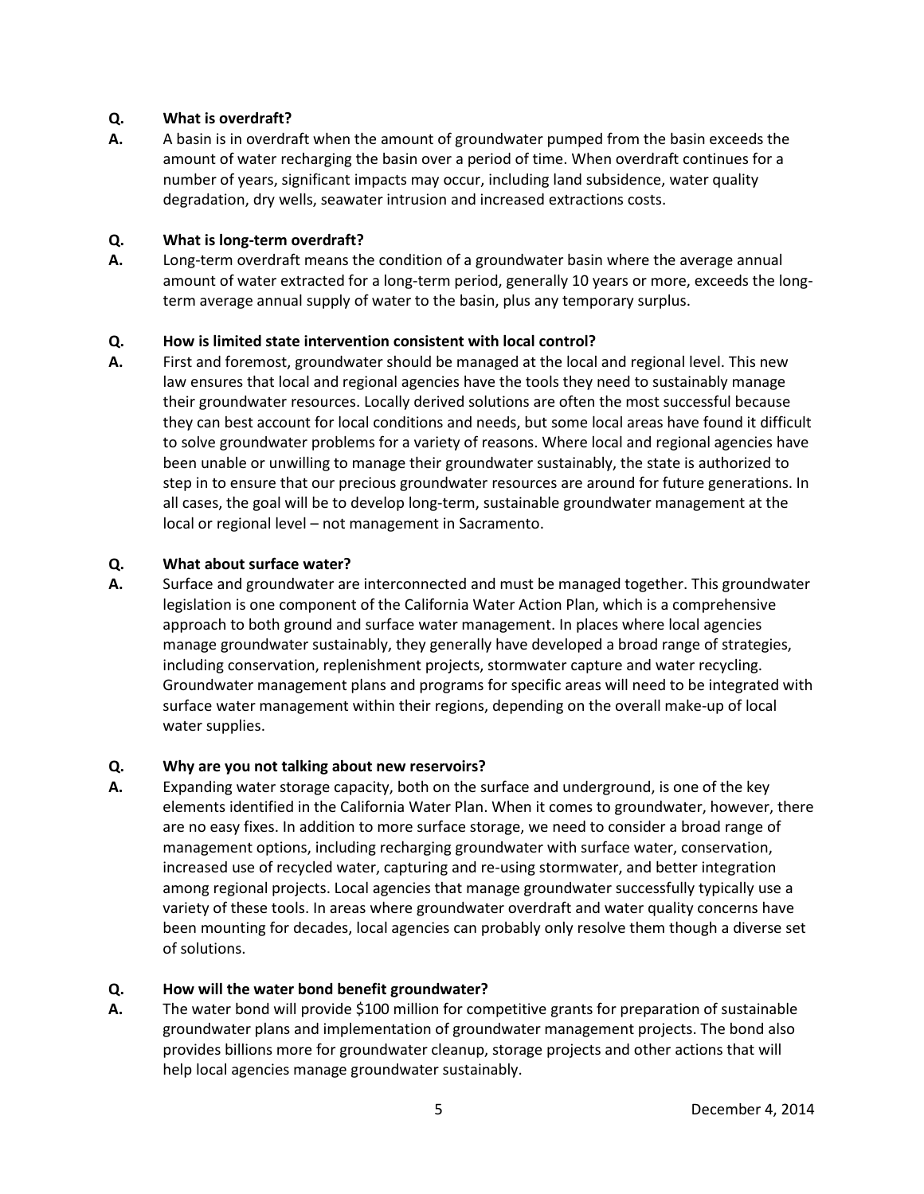**Q. What is overdraft?**

**A.** A basin is in overdraft when the amount of groundwater pumped from the basin exceeds the amount of water recharging the basin over a period of time. When overdraft continues for a number of years, significant impacts may occur, including land subsidence, water quality degradation, dry wells, seawater intrusion and increased extractions costs.

**Q. What is long-term overdraft?**

**A.** Long-term overdraft means the condition of a groundwater basin where the average annual amount of water extracted for a long-term period, generally 10 years or more, exceeds the long-term average annual supply of water to the basin, plus any temporary surplus.

**Q. How is limited state intervention consistent with local control?**

**A.** First and foremost, groundwater should be managed at the local and regional level. This new law ensures that local and regional agencies have the tools they need to sustainably manage their groundwater resources. Locally derived solutions are often the most successful because they can best account for local conditions and needs, but some local areas have found it difficult to solve groundwater problems for a variety of reasons. Where local and regional agencies have been unable or unwilling to manage their groundwater sustainably, the state is authorized to step in to ensure that our precious groundwater resources are around for future generations. In all cases, the goal will be to develop long-term, sustainable groundwater management at the local or regional level – not management in Sacramento.

**Q. What about surface water?**

**A.** Surface and groundwater are interconnected and must be managed together. This groundwater legislation is one component of the California Water Action Plan, which is a comprehensive approach to both ground and surface water management. In places where local agencies manage groundwater sustainably, they generally have developed a broad range of strategies, including conservation, replenishment projects, stormwater capture and water recycling. Groundwater management plans and programs for specific areas will need to be integrated with surface water management within their regions, depending on the overall make-up of local water supplies.

**Q. Why are you not talking about new reservoirs?**

**A.** Expanding water storage capacity, both on the surface and underground, is one of the key elements identified in the California Water Plan. When it comes to groundwater, however, there are no easy fixes. In addition to more surface storage, we need to consider a broad range of management options, including recharging groundwater with surface water, conservation, increased use of recycled water, capturing and re-using stormwater, and better integration among regional projects. Local agencies that manage groundwater successfully typically use a variety of these tools. In areas where groundwater overdraft and water quality concerns have been mounting for decades, local agencies can probably only resolve them though a diverse set of solutions.

**Q. How will the water bond benefit groundwater?**

**A.** The water bond will provide $100 million for competitive grants for preparation of sustainable groundwater plans and implementation of groundwater management projects. The bond also provides billions more for groundwater cleanup, storage projects and other actions that will help local agencies manage groundwater sustainably.

December 4, 2014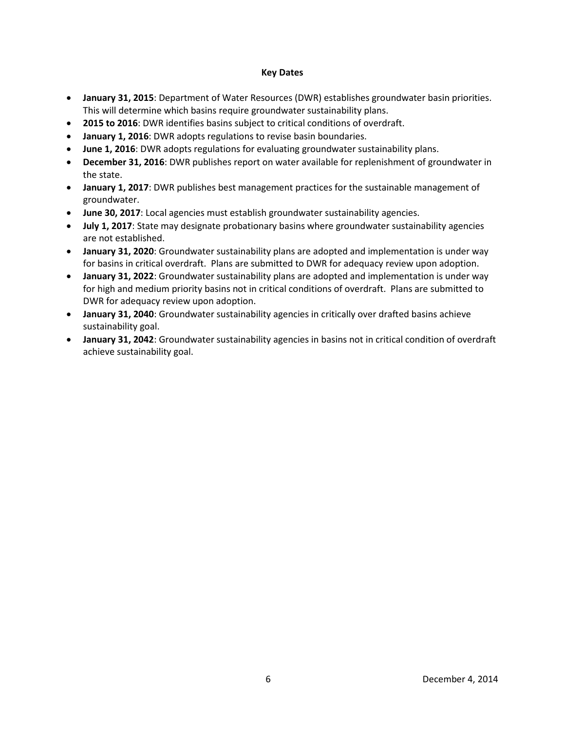## Key Dates

- **January 31, 2015**: Department of Water Resources (DWR) establishes groundwater basin priorities. This will determine which basins require groundwater sustainability plans.
- **2015 to 2016**: DWR identifies basins subject to critical conditions of overdraft.
- **January 1, 2016**: DWR adopts regulations to revise basin boundaries.
- **June 1, 2016**: DWR adopts regulations for evaluating groundwater sustainability plans.
- **December 31, 2016**: DWR publishes report on water available for replenishment of groundwater in the state.
- **January 1, 2017**: DWR publishes best management practices for the sustainable management of groundwater.
- **June 30, 2017**: Local agencies must establish groundwater sustainability agencies.
- **July 1, 2017**: State may designate probationary basins where groundwater sustainability agencies are not established.
- **January 31, 2020**: Groundwater sustainability plans are adopted and implementation is under way for basins in critical overdraft. Plans are submitted to DWR for adequacy review upon adoption.
- **January 31, 2022**: Groundwater sustainability plans are adopted and implementation is under way for high and medium priority basins not in critical conditions of overdraft. Plans are submitted to DWR for adequacy review upon adoption.
- **January 31, 2040**: Groundwater sustainability agencies in critically over drafted basins achieve sustainability goal.
- **January 31, 2042**: Groundwater sustainability agencies in basins not in critical condition of overdraft achieve sustainability goal.